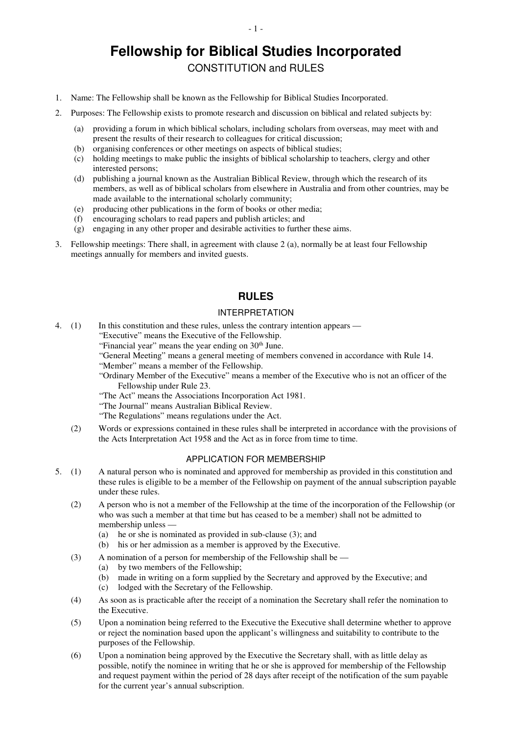# Fellowship for Biblical Studies Incorporated

CONSTITUTION and RULES

1. Name: The Fellowship shall be known as the Fellowship for Biblical Studies Incorporated.

2. Purposes: The Fellowship exists to promote research and discussion on biblical and related subjects by:

   (a) providing a forum in which biblical scholars, including scholars from overseas, may meet with and present the results of their research to colleagues for critical discussion;
   (b) organising conferences or other meetings on aspects of biblical studies;
   (c) holding meetings to make public the insights of biblical scholarship to teachers, clergy and other interested persons;
   (d) publishing a journal known as the Australian Biblical Review, through which the research of its members, as well as of biblical scholars from elsewhere in Australia and from other countries, may be made available to the international scholarly community;
   (e) producing other publications in the form of books or other media;
   (f) encouraging scholars to read papers and publish articles; and
   (g) engaging in any other proper and desirable activities to further these aims.

3. Fellowship meetings: There shall, in agreement with clause 2 (a), normally be at least four Fellowship meetings annually for members and invited guests.

## RULES

### INTERPRETATION

4. (1) In this constitution and these rules, unless the contrary intention appears —
   "Executive" means the Executive of the Fellowship.
   "Financial year" means the year ending on 30th June.
   "General Meeting" means a general meeting of members convened in accordance with Rule 14.
   "Member" means a member of the Fellowship.
   "Ordinary Member of the Executive" means a member of the Executive who is not an officer of the Fellowship under Rule 23.
   "The Act" means the Associations Incorporation Act 1981.
   "The Journal" means Australian Biblical Review.
   "The Regulations" means regulations under the Act.

   (2) Words or expressions contained in these rules shall be interpreted in accordance with the provisions of the Acts Interpretation Act 1958 and the Act as in force from time to time.

### APPLICATION FOR MEMBERSHIP

5. (1) A natural person who is nominated and approved for membership as provided in this constitution and these rules is eligible to be a member of the Fellowship on payment of the annual subscription payable under these rules.

   (2) A person who is not a member of the Fellowship at the time of the incorporation of the Fellowship (or who was such a member at that time but has ceased to be a member) shall not be admitted to membership unless —
   (a) he or she is nominated as provided in sub-clause (3); and
   (b) his or her admission as a member is approved by the Executive.

   (3) A nomination of a person for membership of the Fellowship shall be —
   (a) by two members of the Fellowship;
   (b) made in writing on a form supplied by the Secretary and approved by the Executive; and
   (c) lodged with the Secretary of the Fellowship.

   (4) As soon as is practicable after the receipt of a nomination the Secretary shall refer the nomination to the Executive.

   (5) Upon a nomination being referred to the Executive the Executive shall determine whether to approve or reject the nomination based upon the applicant's willingness and suitability to contribute to the purposes of the Fellowship.

   (6) Upon a nomination being approved by the Executive the Secretary shall, with as little delay as possible, notify the nominee in writing that he or she is approved for membership of the Fellowship and request payment within the period of 28 days after receipt of the notification of the sum payable for the current year's annual subscription.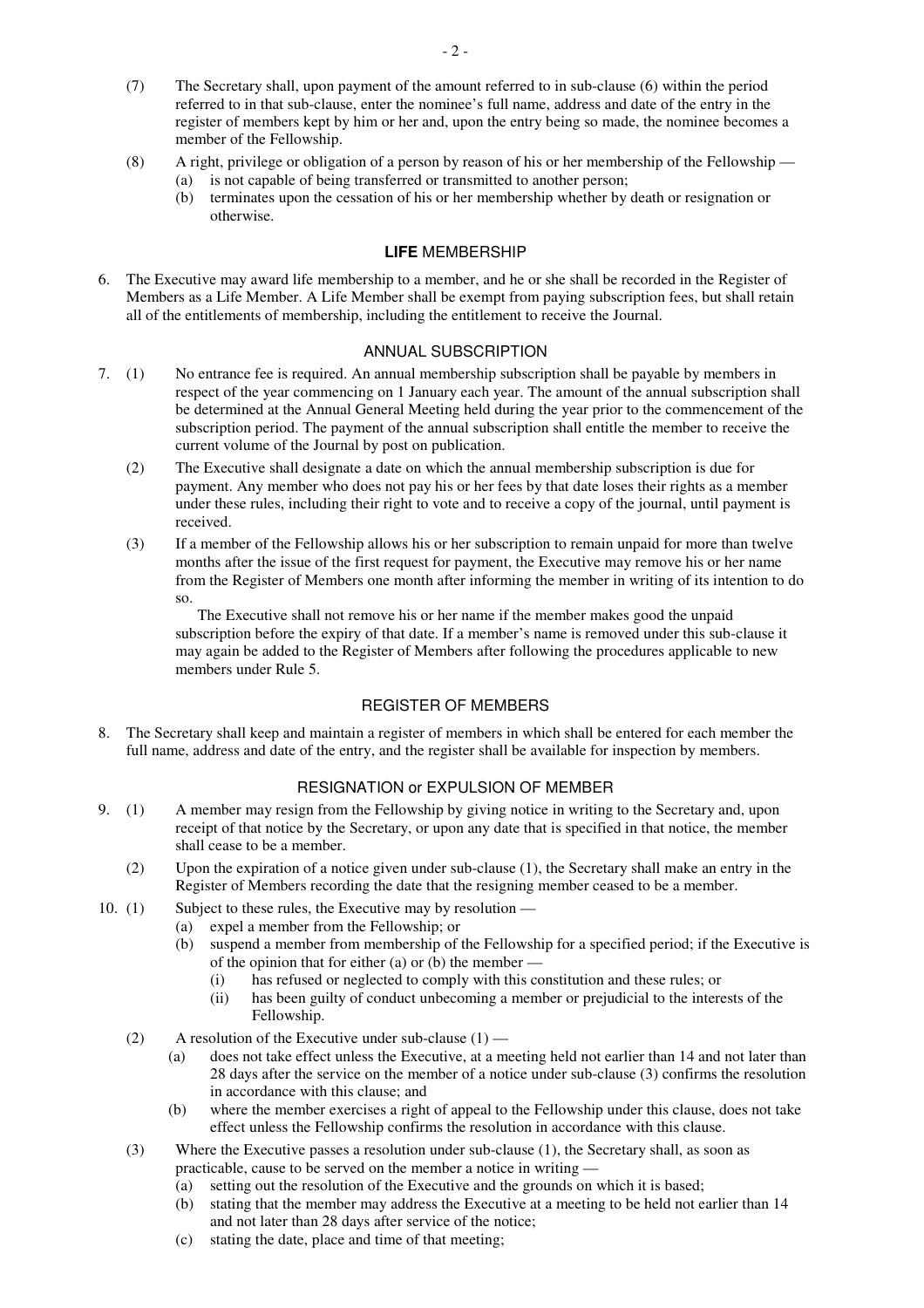(7) The Secretary shall, upon payment of the amount referred to in sub-clause (6) within the period referred to in that sub-clause, enter the nominee's full name, address and date of the entry in the register of members kept by him or her and, upon the entry being so made, the nominee becomes a member of the Fellowship.

(8) A right, privilege or obligation of a person by reason of his or her membership of the Fellowship —
   (a) is not capable of being transferred or transmitted to another person;
   (b) terminates upon the cessation of his or her membership whether by death or resignation or otherwise.

## **LIFE** MEMBERSHIP

6. The Executive may award life membership to a member, and he or she shall be recorded in the Register of Members as a Life Member. A Life Member shall be exempt from paying subscription fees, but shall retain all of the entitlements of membership, including the entitlement to receive the Journal.

## ANNUAL SUBSCRIPTION

7. (1) No entrance fee is required. An annual membership subscription shall be payable by members in respect of the year commencing on 1 January each year. The amount of the annual subscription shall be determined at the Annual General Meeting held during the year prior to the commencement of the subscription period. The payment of the annual subscription shall entitle the member to receive the current volume of the Journal by post on publication.

   (2) The Executive shall designate a date on which the annual membership subscription is due for payment. Any member who does not pay his or her fees by that date loses their rights as a member under these rules, including their right to vote and to receive a copy of the journal, until payment is received.

   (3) If a member of the Fellowship allows his or her subscription to remain unpaid for more than twelve months after the issue of the first request for payment, the Executive may remove his or her name from the Register of Members one month after informing the member in writing of its intention to do so.

   The Executive shall not remove his or her name if the member makes good the unpaid subscription before the expiry of that date. If a member's name is removed under this sub-clause it may again be added to the Register of Members after following the procedures applicable to new members under Rule 5.

## REGISTER OF MEMBERS

8. The Secretary shall keep and maintain a register of members in which shall be entered for each member the full name, address and date of the entry, and the register shall be available for inspection by members.

## RESIGNATION or EXPULSION OF MEMBER

9. (1) A member may resign from the Fellowship by giving notice in writing to the Secretary and, upon receipt of that notice by the Secretary, or upon any date that is specified in that notice, the member shall cease to be a member.

   (2) Upon the expiration of a notice given under sub-clause (1), the Secretary shall make an entry in the Register of Members recording the date that the resigning member ceased to be a member.

10. (1) Subject to these rules, the Executive may by resolution —
   (a) expel a member from the Fellowship; or
   (b) suspend a member from membership of the Fellowship for a specified period; if the Executive is of the opinion that for either (a) or (b) the member —
      (i) has refused or neglected to comply with this constitution and these rules; or
      (ii) has been guilty of conduct unbecoming a member or prejudicial to the interests of the Fellowship.

   (2) A resolution of the Executive under sub-clause (1) —
   (a) does not take effect unless the Executive, at a meeting held not earlier than 14 and not later than 28 days after the service on the member of a notice under sub-clause (3) confirms the resolution in accordance with this clause; and
   (b) where the member exercises a right of appeal to the Fellowship under this clause, does not take effect unless the Fellowship confirms the resolution in accordance with this clause.

   (3) Where the Executive passes a resolution under sub-clause (1), the Secretary shall, as soon as practicable, cause to be served on the member a notice in writing —
   (a) setting out the resolution of the Executive and the grounds on which it is based;
   (b) stating that the member may address the Executive at a meeting to be held not earlier than 14 and not later than 28 days after service of the notice;
   (c) stating the date, place and time of that meeting;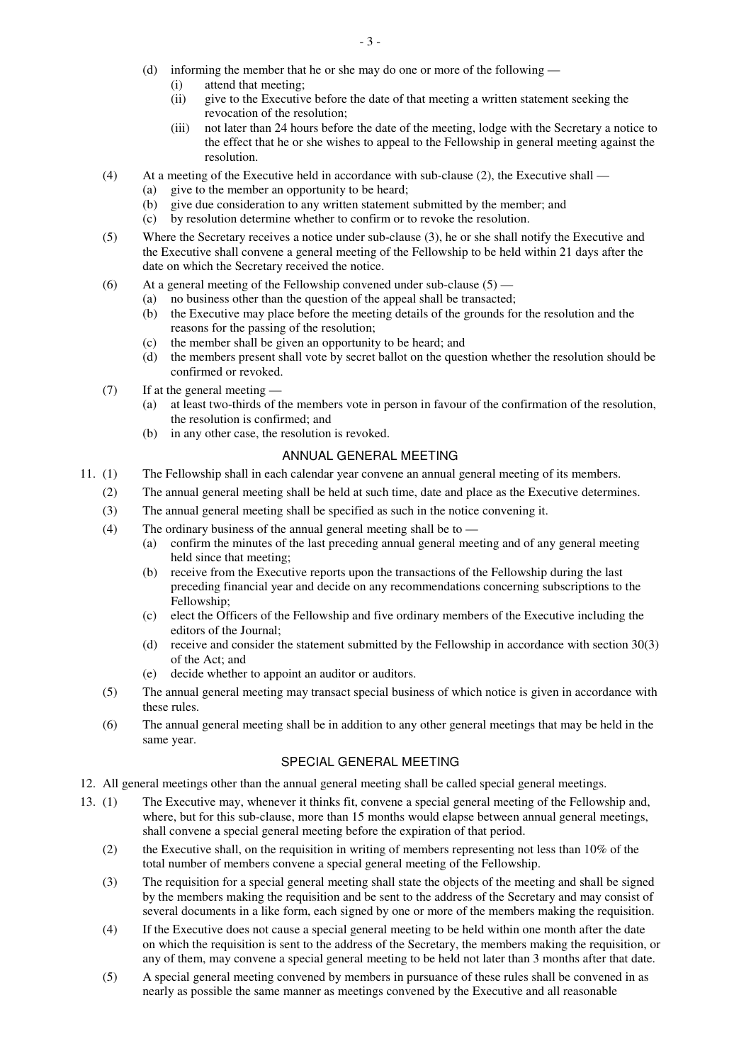(d) informing the member that he or she may do one or more of the following —

    (i) attend that meeting;

    (ii) give to the Executive before the date of that meeting a written statement seeking the revocation of the resolution;

    (iii) not later than 24 hours before the date of the meeting, lodge with the Secretary a notice to the effect that he or she wishes to appeal to the Fellowship in general meeting against the resolution.

(4) At a meeting of the Executive held in accordance with sub-clause (2), the Executive shall —

  (a) give to the member an opportunity to be heard;

  (b) give due consideration to any written statement submitted by the member; and

  (c) by resolution determine whether to confirm or to revoke the resolution.

(5) Where the Secretary receives a notice under sub-clause (3), he or she shall notify the Executive and the Executive shall convene a general meeting of the Fellowship to be held within 21 days after the date on which the Secretary received the notice.

(6) At a general meeting of the Fellowship convened under sub-clause (5) —

  (a) no business other than the question of the appeal shall be transacted;

  (b) the Executive may place before the meeting details of the grounds for the resolution and the reasons for the passing of the resolution;

  (c) the member shall be given an opportunity to be heard; and

  (d) the members present shall vote by secret ballot on the question whether the resolution should be confirmed or revoked.

(7) If at the general meeting —

  (a) at least two-thirds of the members vote in person in favour of the confirmation of the resolution, the resolution is confirmed; and

  (b) in any other case, the resolution is revoked.

## ANNUAL GENERAL MEETING

11. (1) The Fellowship shall in each calendar year convene an annual general meeting of its members.

  (2) The annual general meeting shall be held at such time, date and place as the Executive determines.

  (3) The annual general meeting shall be specified as such in the notice convening it.

  (4) The ordinary business of the annual general meeting shall be to —

    (a) confirm the minutes of the last preceding annual general meeting and of any general meeting held since that meeting;

    (b) receive from the Executive reports upon the transactions of the Fellowship during the last preceding financial year and decide on any recommendations concerning subscriptions to the Fellowship;

    (c) elect the Officers of the Fellowship and five ordinary members of the Executive including the editors of the Journal;

    (d) receive and consider the statement submitted by the Fellowship in accordance with section 30(3) of the Act; and

    (e) decide whether to appoint an auditor or auditors.

  (5) The annual general meeting may transact special business of which notice is given in accordance with these rules.

  (6) The annual general meeting shall be in addition to any other general meetings that may be held in the same year.

## SPECIAL GENERAL MEETING

12. All general meetings other than the annual general meeting shall be called special general meetings.

13. (1) The Executive may, whenever it thinks fit, convene a special general meeting of the Fellowship and, where, but for this sub-clause, more than 15 months would elapse between annual general meetings, shall convene a special general meeting before the expiration of that period.

  (2) the Executive shall, on the requisition in writing of members representing not less than 10% of the total number of members convene a special general meeting of the Fellowship.

  (3) The requisition for a special general meeting shall state the objects of the meeting and shall be signed by the members making the requisition and be sent to the address of the Secretary and may consist of several documents in a like form, each signed by one or more of the members making the requisition.

  (4) If the Executive does not cause a special general meeting to be held within one month after the date on which the requisition is sent to the address of the Secretary, the members making the requisition, or any of them, may convene a special general meeting to be held not later than 3 months after that date.

  (5) A special general meeting convened by members in pursuance of these rules shall be convened in as nearly as possible the same manner as meetings convened by the Executive and all reasonable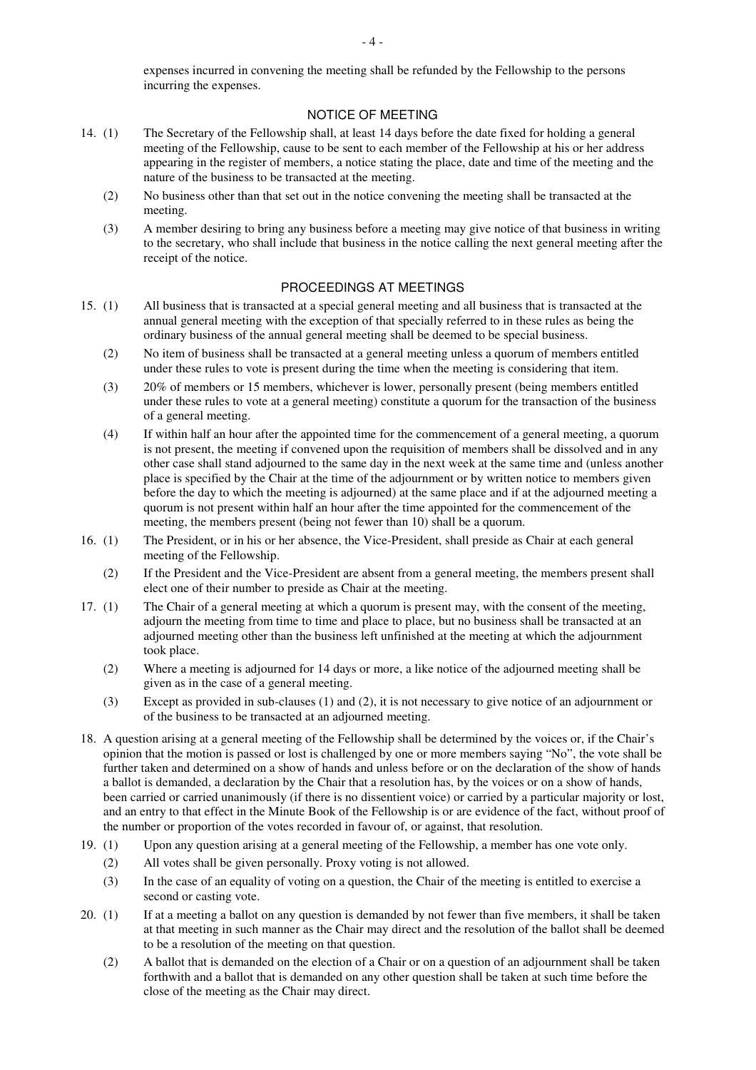expenses incurred in convening the meeting shall be refunded by the Fellowship to the persons incurring the expenses.

## NOTICE OF MEETING

14. (1) The Secretary of the Fellowship shall, at least 14 days before the date fixed for holding a general meeting of the Fellowship, cause to be sent to each member of the Fellowship at his or her address appearing in the register of members, a notice stating the place, date and time of the meeting and the nature of the business to be transacted at the meeting.

    (2) No business other than that set out in the notice convening the meeting shall be transacted at the meeting.

    (3) A member desiring to bring any business before a meeting may give notice of that business in writing to the secretary, who shall include that business in the notice calling the next general meeting after the receipt of the notice.

## PROCEEDINGS AT MEETINGS

15. (1) All business that is transacted at a special general meeting and all business that is transacted at the annual general meeting with the exception of that specially referred to in these rules as being the ordinary business of the annual general meeting shall be deemed to be special business.

    (2) No item of business shall be transacted at a general meeting unless a quorum of members entitled under these rules to vote is present during the time when the meeting is considering that item.

    (3) 20% of members or 15 members, whichever is lower, personally present (being members entitled under these rules to vote at a general meeting) constitute a quorum for the transaction of the business of a general meeting.

    (4) If within half an hour after the appointed time for the commencement of a general meeting, a quorum is not present, the meeting if convened upon the requisition of members shall be dissolved and in any other case shall stand adjourned to the same day in the next week at the same time and (unless another place is specified by the Chair at the time of the adjournment or by written notice to members given before the day to which the meeting is adjourned) at the same place and if at the adjourned meeting a quorum is not present within half an hour after the time appointed for the commencement of the meeting, the members present (being not fewer than 10) shall be a quorum.

16. (1) The President, or in his or her absence, the Vice-President, shall preside as Chair at each general meeting of the Fellowship.

    (2) If the President and the Vice-President are absent from a general meeting, the members present shall elect one of their number to preside as Chair at the meeting.

17. (1) The Chair of a general meeting at which a quorum is present may, with the consent of the meeting, adjourn the meeting from time to time and place to place, but no business shall be transacted at an adjourned meeting other than the business left unfinished at the meeting at which the adjournment took place.

    (2) Where a meeting is adjourned for 14 days or more, a like notice of the adjourned meeting shall be given as in the case of a general meeting.

    (3) Except as provided in sub-clauses (1) and (2), it is not necessary to give notice of an adjournment or of the business to be transacted at an adjourned meeting.

18. A question arising at a general meeting of the Fellowship shall be determined by the voices or, if the Chair's opinion that the motion is passed or lost is challenged by one or more members saying "No", the vote shall be further taken and determined on a show of hands and unless before or on the declaration of the show of hands a ballot is demanded, a declaration by the Chair that a resolution has, by the voices or on a show of hands, been carried or carried unanimously (if there is no dissentient voice) or carried by a particular majority or lost, and an entry to that effect in the Minute Book of the Fellowship is or are evidence of the fact, without proof of the number or proportion of the votes recorded in favour of, or against, that resolution.

19. (1) Upon any question arising at a general meeting of the Fellowship, a member has one vote only.

    (2) All votes shall be given personally. Proxy voting is not allowed.

    (3) In the case of an equality of voting on a question, the Chair of the meeting is entitled to exercise a second or casting vote.

20. (1) If at a meeting a ballot on any question is demanded by not fewer than five members, it shall be taken at that meeting in such manner as the Chair may direct and the resolution of the ballot shall be deemed to be a resolution of the meeting on that question.

    (2) A ballot that is demanded on the election of a Chair or on a question of an adjournment shall be taken forthwith and a ballot that is demanded on any other question shall be taken at such time before the close of the meeting as the Chair may direct.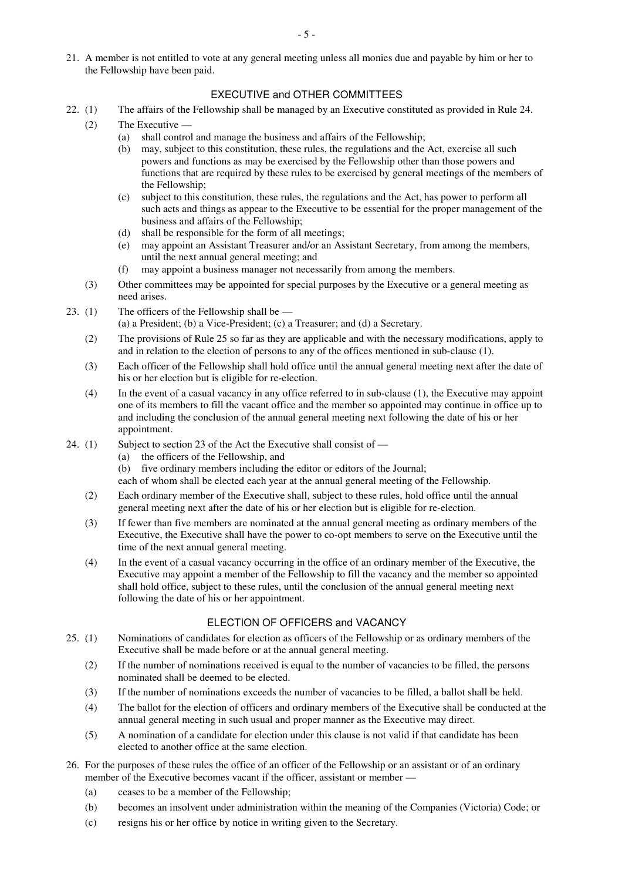21. A member is not entitled to vote at any general meeting unless all monies due and payable by him or her to the Fellowship have been paid.

## EXECUTIVE and OTHER COMMITTEES

22. (1) The affairs of the Fellowship shall be managed by an Executive constituted as provided in Rule 24.

    (2) The Executive —

    - (a) shall control and manage the business and affairs of the Fellowship;
    - (b) may, subject to this constitution, these rules, the regulations and the Act, exercise all such powers and functions as may be exercised by the Fellowship other than those powers and functions that are required by these rules to be exercised by general meetings of the members of the Fellowship;
    - (c) subject to this constitution, these rules, the regulations and the Act, has power to perform all such acts and things as appear to the Executive to be essential for the proper management of the business and affairs of the Fellowship;
    - (d) shall be responsible for the form of all meetings;
    - (e) may appoint an Assistant Treasurer and/or an Assistant Secretary, from among the members, until the next annual general meeting; and
    - (f) may appoint a business manager not necessarily from among the members.

    (3) Other committees may be appointed for special purposes by the Executive or a general meeting as need arises.

23. (1) The officers of the Fellowship shall be —
    (a) a President; (b) a Vice-President; (c) a Treasurer; and (d) a Secretary.

    (2) The provisions of Rule 25 so far as they are applicable and with the necessary modifications, apply to and in relation to the election of persons to any of the offices mentioned in sub-clause (1).

    (3) Each officer of the Fellowship shall hold office until the annual general meeting next after the date of his or her election but is eligible for re-election.

    (4) In the event of a casual vacancy in any office referred to in sub-clause (1), the Executive may appoint one of its members to fill the vacant office and the member so appointed may continue in office up to and including the conclusion of the annual general meeting next following the date of his or her appointment.

24. (1) Subject to section 23 of the Act the Executive shall consist of —

    - (a) the officers of the Fellowship, and
    - (b) five ordinary members including the editor or editors of the Journal;

    each of whom shall be elected each year at the annual general meeting of the Fellowship.

    (2) Each ordinary member of the Executive shall, subject to these rules, hold office until the annual general meeting next after the date of his or her election but is eligible for re-election.

    (3) If fewer than five members are nominated at the annual general meeting as ordinary members of the Executive, the Executive shall have the power to co-opt members to serve on the Executive until the time of the next annual general meeting.

    (4) In the event of a casual vacancy occurring in the office of an ordinary member of the Executive, the Executive may appoint a member of the Fellowship to fill the vacancy and the member so appointed shall hold office, subject to these rules, until the conclusion of the annual general meeting next following the date of his or her appointment.

## ELECTION OF OFFICERS and VACANCY

25. (1) Nominations of candidates for election as officers of the Fellowship or as ordinary members of the Executive shall be made before or at the annual general meeting.

    (2) If the number of nominations received is equal to the number of vacancies to be filled, the persons nominated shall be deemed to be elected.

    (3) If the number of nominations exceeds the number of vacancies to be filled, a ballot shall be held.

    (4) The ballot for the election of officers and ordinary members of the Executive shall be conducted at the annual general meeting in such usual and proper manner as the Executive may direct.

    (5) A nomination of a candidate for election under this clause is not valid if that candidate has been elected to another office at the same election.

26. For the purposes of these rules the office of an officer of the Fellowship or an assistant or of an ordinary member of the Executive becomes vacant if the officer, assistant or member —

    - (a) ceases to be a member of the Fellowship;
    - (b) becomes an insolvent under administration within the meaning of the Companies (Victoria) Code; or
    - (c) resigns his or her office by notice in writing given to the Secretary.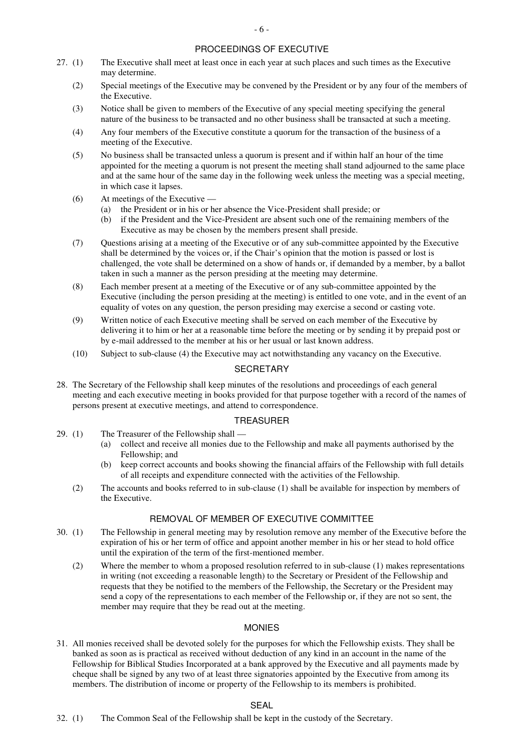## PROCEEDINGS OF EXECUTIVE

27. (1) The Executive shall meet at least once in each year at such places and such times as the Executive may determine.

    (2) Special meetings of the Executive may be convened by the President or by any four of the members of the Executive.

    (3) Notice shall be given to members of the Executive of any special meeting specifying the general nature of the business to be transacted and no other business shall be transacted at such a meeting.

    (4) Any four members of the Executive constitute a quorum for the transaction of the business of a meeting of the Executive.

    (5) No business shall be transacted unless a quorum is present and if within half an hour of the time appointed for the meeting a quorum is not present the meeting shall stand adjourned to the same place and at the same hour of the same day in the following week unless the meeting was a special meeting, in which case it lapses.

    (6) At meetings of the Executive —
    - (a) the President or in his or her absence the Vice-President shall preside; or
    - (b) if the President and the Vice-President are absent such one of the remaining members of the Executive as may be chosen by the members present shall preside.

    (7) Questions arising at a meeting of the Executive or of any sub-committee appointed by the Executive shall be determined by the voices or, if the Chair's opinion that the motion is passed or lost is challenged, the vote shall be determined on a show of hands or, if demanded by a member, by a ballot taken in such a manner as the person presiding at the meeting may determine.

    (8) Each member present at a meeting of the Executive or of any sub-committee appointed by the Executive (including the person presiding at the meeting) is entitled to one vote, and in the event of an equality of votes on any question, the person presiding may exercise a second or casting vote.

    (9) Written notice of each Executive meeting shall be served on each member of the Executive by delivering it to him or her at a reasonable time before the meeting or by sending it by prepaid post or by e-mail addressed to the member at his or her usual or last known address.

    (10) Subject to sub-clause (4) the Executive may act notwithstanding any vacancy on the Executive.

## SECRETARY

28. The Secretary of the Fellowship shall keep minutes of the resolutions and proceedings of each general meeting and each executive meeting in books provided for that purpose together with a record of the names of persons present at executive meetings, and attend to correspondence.

## TREASURER

29. (1) The Treasurer of the Fellowship shall —
    - (a) collect and receive all monies due to the Fellowship and make all payments authorised by the Fellowship; and
    - (b) keep correct accounts and books showing the financial affairs of the Fellowship with full details of all receipts and expenditure connected with the activities of the Fellowship.

    (2) The accounts and books referred to in sub-clause (1) shall be available for inspection by members of the Executive.

## REMOVAL OF MEMBER OF EXECUTIVE COMMITTEE

30. (1) The Fellowship in general meeting may by resolution remove any member of the Executive before the expiration of his or her term of office and appoint another member in his or her stead to hold office until the expiration of the term of the first-mentioned member.

    (2) Where the member to whom a proposed resolution referred to in sub-clause (1) makes representations in writing (not exceeding a reasonable length) to the Secretary or President of the Fellowship and requests that they be notified to the members of the Fellowship, the Secretary or the President may send a copy of the representations to each member of the Fellowship or, if they are not so sent, the member may require that they be read out at the meeting.

## MONIES

31. All monies received shall be devoted solely for the purposes for which the Fellowship exists. They shall be banked as soon as is practical as received without deduction of any kind in an account in the name of the Fellowship for Biblical Studies Incorporated at a bank approved by the Executive and all payments made by cheque shall be signed by any two of at least three signatories appointed by the Executive from among its members. The distribution of income or property of the Fellowship to its members is prohibited.

## SEAL

32. (1) The Common Seal of the Fellowship shall be kept in the custody of the Secretary.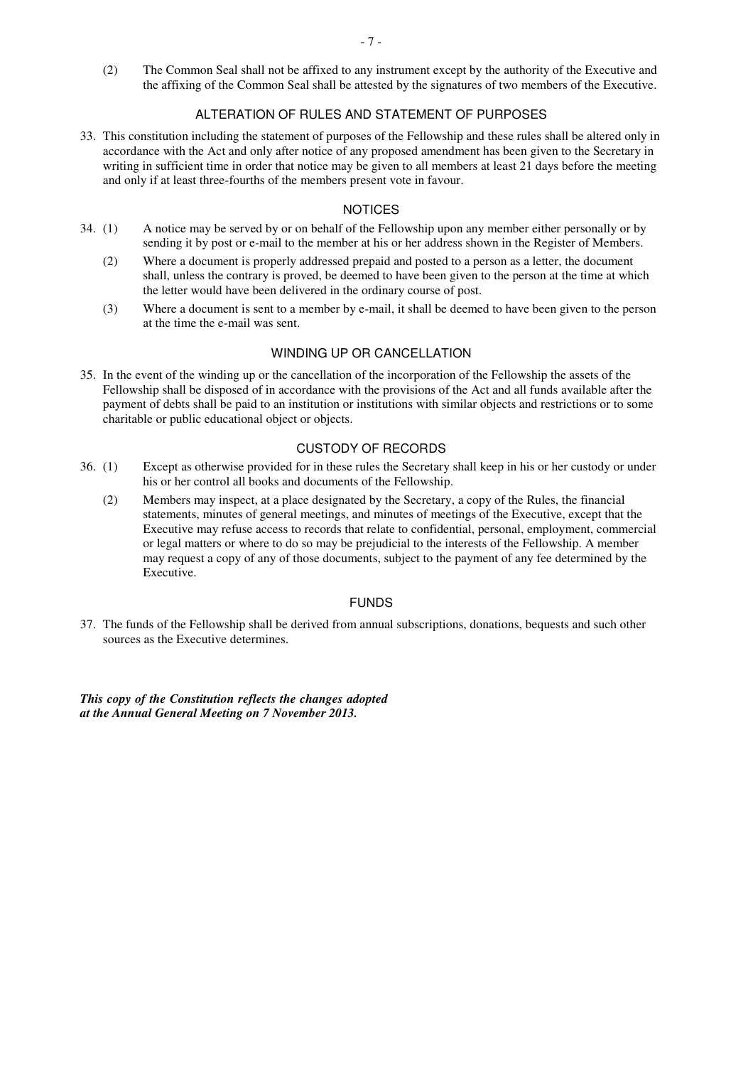(2) The Common Seal shall not be affixed to any instrument except by the authority of the Executive and the affixing of the Common Seal shall be attested by the signatures of two members of the Executive.

## ALTERATION OF RULES AND STATEMENT OF PURPOSES

33. This constitution including the statement of purposes of the Fellowship and these rules shall be altered only in accordance with the Act and only after notice of any proposed amendment has been given to the Secretary in writing in sufficient time in order that notice may be given to all members at least 21 days before the meeting and only if at least three-fourths of the members present vote in favour.

## NOTICES

34. (1) A notice may be served by or on behalf of the Fellowship upon any member either personally or by sending it by post or e-mail to the member at his or her address shown in the Register of Members.

    (2) Where a document is properly addressed prepaid and posted to a person as a letter, the document shall, unless the contrary is proved, be deemed to have been given to the person at the time at which the letter would have been delivered in the ordinary course of post.

    (3) Where a document is sent to a member by e-mail, it shall be deemed to have been given to the person at the time the e-mail was sent.

## WINDING UP OR CANCELLATION

35. In the event of the winding up or the cancellation of the incorporation of the Fellowship the assets of the Fellowship shall be disposed of in accordance with the provisions of the Act and all funds available after the payment of debts shall be paid to an institution or institutions with similar objects and restrictions or to some charitable or public educational object or objects.

## CUSTODY OF RECORDS

36. (1) Except as otherwise provided for in these rules the Secretary shall keep in his or her custody or under his or her control all books and documents of the Fellowship.

    (2) Members may inspect, at a place designated by the Secretary, a copy of the Rules, the financial statements, minutes of general meetings, and minutes of meetings of the Executive, except that the Executive may refuse access to records that relate to confidential, personal, employment, commercial or legal matters or where to do so may be prejudicial to the interests of the Fellowship. A member may request a copy of any of those documents, subject to the payment of any fee determined by the Executive.

## FUNDS

37. The funds of the Fellowship shall be derived from annual subscriptions, donations, bequests and such other sources as the Executive determines.

***This copy of the Constitution reflects the changes adopted at the Annual General Meeting on 7 November 2013.***